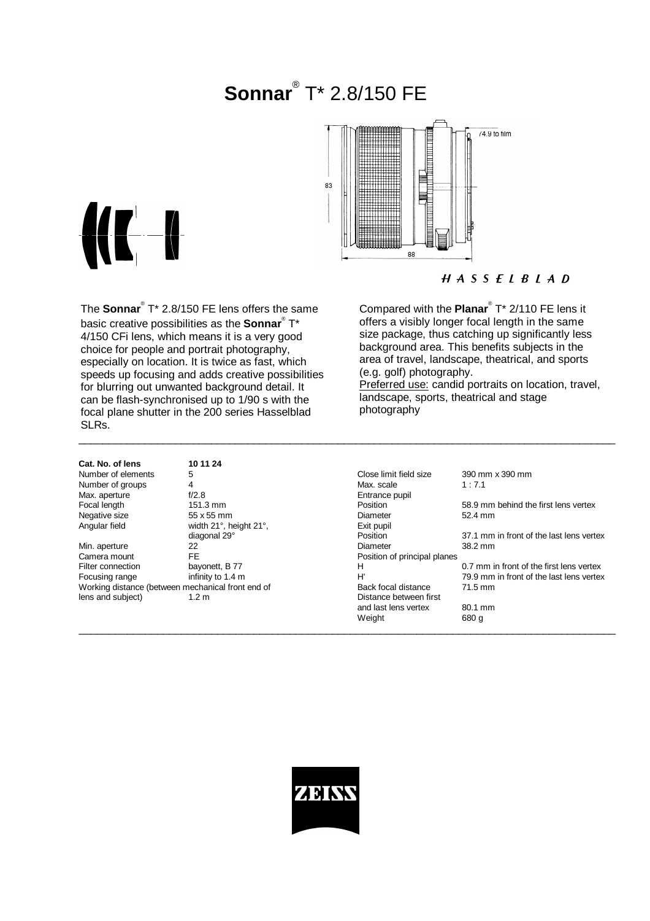# Sonnar® T* 2.8/150 FE

74.9 to film

83

88

HASSELBLAD

The **Sonnar**® T* 2.8/150 FE lens offers the same basic creative possibilities as the **Sonnar**® T* 4/150 CFi lens, which means it is a very good choice for people and portrait photography, especially on location. It is twice as fast, which speeds up focusing and adds creative possibilities for blurring out unwanted background detail. It can be flash-synchronised up to 1/90 s with the focal plane shutter in the 200 series Hasselblad SLRs.

Compared with the **Planar**® T* 2/110 FE lens it offers a visibly longer focal length in the same size package, thus catching up significantly less background area. This benefits subjects in the area of travel, landscape, theatrical, and sports (e.g. golf) photography.

Preferred use: candid portraits on location, travel, landscape, sports, theatrical and stage photography

| | |
|---|---|
| **Cat. No. of lens** | **10 11 24** |
| Number of elements | 5 |
| Number of groups | 4 |
| Max. aperture | f/2.8 |
| Focal length | 151.3 mm |
| Negative size | 55 x 55 mm |
| Angular field | width 21°, height 21°, diagonal 29° |
| Min. aperture | 22 |
| Camera mount | FE |
| Filter connection | bayonett, B 77 |
| Focusing range | infinity to 1.4 m |
| Working distance (between mechanical front end of lens and subject) | 1.2 m |

| | |
|---|---|
| Close limit field size | 390 mm x 390 mm |
| Max. scale | 1 : 7.1 |
| Entrance pupil | |
| Position | 58.9 mm behind the first lens vertex |
| Diameter | 52.4 mm |
| Exit pupil | |
| Position | 37.1 mm in front of the last lens vertex |
| Diameter | 38.2 mm |
| Position of principal planes | |
| H | 0.7 mm in front of the first lens vertex |
| H' | 79.9 mm in front of the last lens vertex |
| Back focal distance | 71.5 mm |
| Distance between first and last lens vertex | 80.1 mm |
| Weight | 680 g |

ZEISS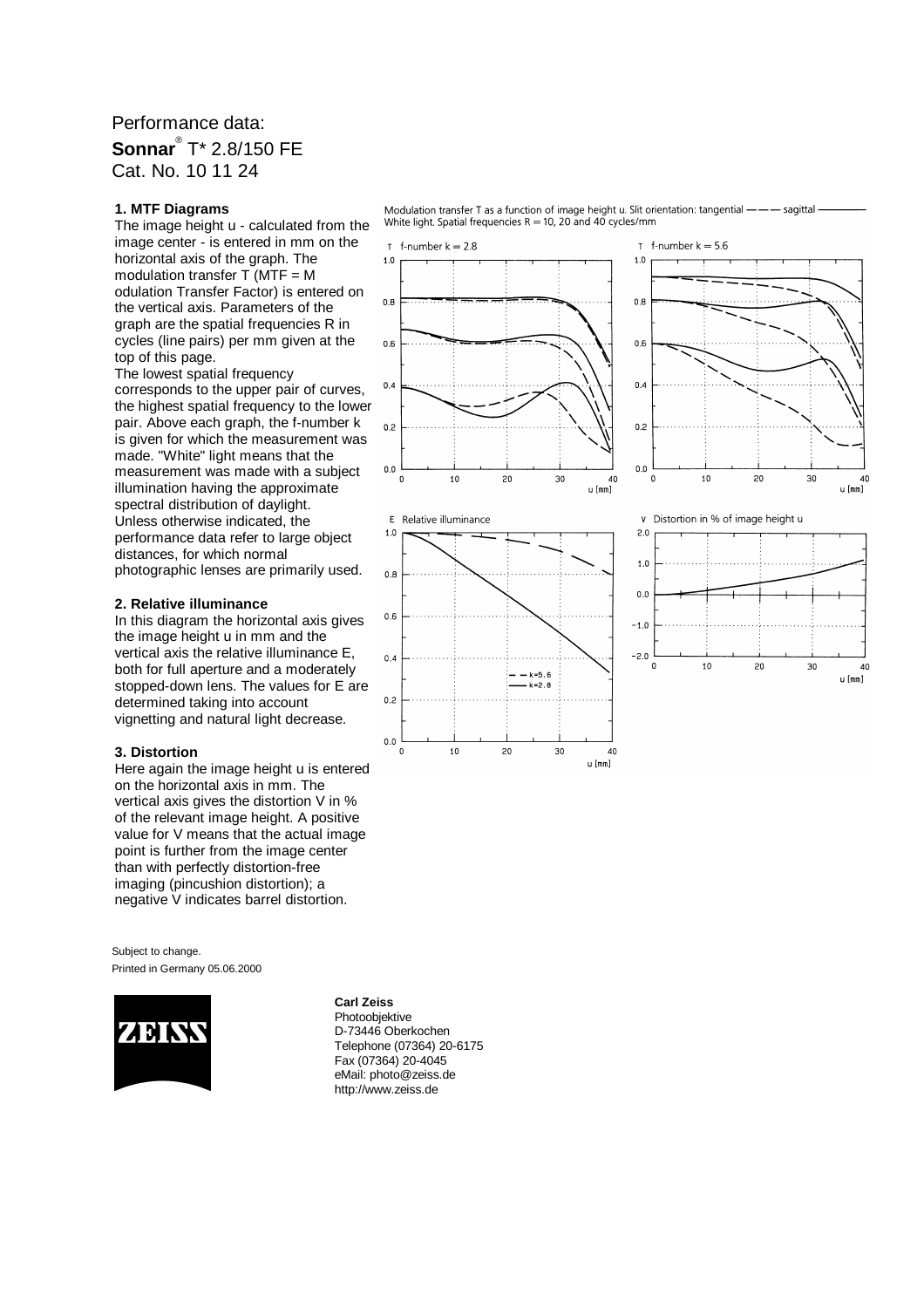Performance data:

**Sonnar**® T* 2.8/150 FE

Cat. No. 10 11 24

### 1. MTF Diagrams

The image height u - calculated from the image center - is entered in mm on the horizontal axis of the graph. The modulation transfer T (MTF = M odulation Transfer Factor) is entered on the vertical axis. Parameters of the graph are the spatial frequencies R in cycles (line pairs) per mm given at the top of this page.
The lowest spatial frequency corresponds to the upper pair of curves, the highest spatial frequency to the lower pair. Above each graph, the f-number k is given for which the measurement was made. "White" light means that the measurement was made with a subject illumination having the approximate spectral distribution of daylight.
Unless otherwise indicated, the performance data refer to large object distances, for which normal photographic lenses are primarily used.

### 2. Relative illuminance

In this diagram the horizontal axis gives the image height u in mm and the vertical axis the relative illuminance E, both for full aperture and a moderately stopped-down lens. The values for E are determined taking into account vignetting and natural light decrease.

### 3. Distortion

Here again the image height u is entered on the horizontal axis in mm. The vertical axis gives the distortion V in % of the relevant image height. A positive value for V means that the actual image point is further from the image center than with perfectly distortion-free imaging (pincushion distortion); a negative V indicates barrel distortion.

Modulation transfer T as a function of image height u. Slit orientation: tangential — — — sagittal ———
White light. Spatial frequencies R = 10, 20 and 40 cycles/mm

T f-number k = 2.8

1.0
0.8
0.6
0.4
0.2
0.0
0 10 20 30 40
u [mm]

T f-number k = 5.6

1.0
0.8
0.6
0.4
0.2
0.0
0 10 20 30 40
u [mm]

E Relative illuminance

1.0
0.8
0.6
0.4
0.2
0.0
0 10 20 30 40
u [mm]

k=5.6
k=2.8

V Distortion in % of image height u

2.0
1.0
0.0
−1.0
−2.0
0 10 20 30 40
u [mm]

Subject to change.
Printed in Germany 05.06.2000

ZEISS

**Carl Zeiss**
Photoobjektive
D-73446 Oberkochen
Telephone (07364) 20-6175
Fax (07364) 20-4045
eMail: photo@zeiss.de
http://www.zeiss.de